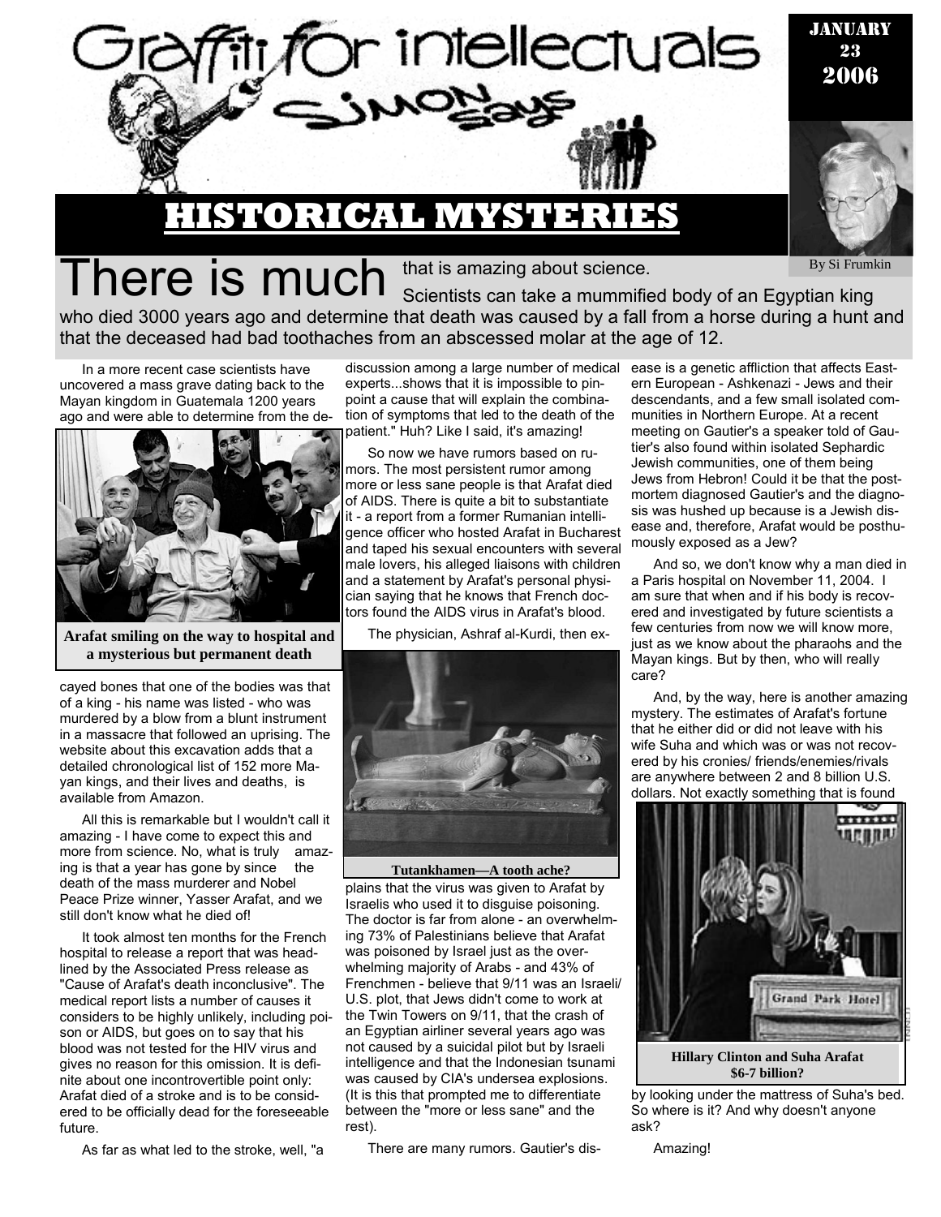# Graffiti for intellectuals

## Simon Says

**JANUARY 23 2006**

# HISTORICAL MYSTERIES

By Si Frumkin

There is much that is amazing about science. Scientists can take a mummified body of an Egyptian king who died 3000 years ago and determine that death was caused by a fall from a horse during a hunt and that the deceased had bad toothaches from an abscessed molar at the age of 12.

In a more recent case scientists have uncovered a mass grave dating back to the Mayan kingdom in Guatemala 1200 years ago and were able to determine from the decayed bones that one of the bodies was that of a king - his name was listed - who was murdered by a blow from a blunt instrument in a massacre that followed an uprising. The website about this excavation adds that a detailed chronological list of 152 more Mayan kings, and their lives and deaths, is available from Amazon.

**Arafat smiling on the way to hospital and a mysterious but permanent death**

All this is remarkable but I wouldn't call it amazing - I have come to expect this and more from science. No, what is truly amazing is that a year has gone by since the death of the mass murderer and Nobel Peace Prize winner, Yasser Arafat, and we still don't know what he died of!

It took almost ten months for the French hospital to release a report that was headlined by the Associated Press release as "Cause of Arafat's death inconclusive". The medical report lists a number of causes it considers to be highly unlikely, including poison or AIDS, but goes on to say that his blood was not tested for the HIV virus and gives no reason for this omission. It is definite about one incontrovertible point only: Arafat died of a stroke and is to be considered to be officially dead for the foreseeable future.

As far as what led to the stroke, well, "a discussion among a large number of medical experts...shows that it is impossible to pinpoint a cause that will explain the combination of symptoms that led to the death of the patient." Huh? Like I said, it's amazing!

So now we have rumors based on rumors. The most persistent rumor among more or less sane people is that Arafat died of AIDS. There is quite a bit to substantiate it - a report from a former Rumanian intelligence officer who hosted Arafat in Bucharest and taped his sexual encounters with several male lovers, his alleged liaisons with children and a statement by Arafat's personal physician saying that he knows that French doctors found the AIDS virus in Arafat's blood.

The physician, Ashraf al-Kurdi, then explains that the virus was given to Arafat by Israelis who used it to disguise poisoning. The doctor is far from alone - an overwhelming 73% of Palestinians believe that Arafat was poisoned by Israel just as the overwhelming majority of Arabs - and 43% of Frenchmen - believe that 9/11 was an Israeli/ U.S. plot, that Jews didn't come to work at the Twin Towers on 9/11, that the crash of an Egyptian airliner several years ago was not caused by a suicidal pilot but by Israeli intelligence and that the Indonesian tsunami was caused by CIA's undersea explosions. (It is this that prompted me to differentiate between the "more or less sane" and the rest).

**Tutankhamen—A tooth ache?**

There are many rumors. Gautier's disease is a genetic affliction that affects Eastern European - Ashkenazi - Jews and their descendants, and a few small isolated communities in Northern Europe. At a recent meeting on Gautier's a speaker told of Gautier's also found within isolated Sephardic Jewish communities, one of them being Jews from Hebron! Could it be that the post-mortem diagnosed Gautier's and the diagnosis was hushed up because is a Jewish disease and, therefore, Arafat would be posthumously exposed as a Jew?

And so, we don't know why a man died in a Paris hospital on November 11, 2004. I am sure that when and if his body is recovered and investigated by future scientists a few centuries from now we will know more, just as we know about the pharaohs and the Mayan kings. But by then, who will really care?

And, by the way, here is another amazing mystery. The estimates of Arafat's fortune that he either did or did not leave with his wife Suha and which was or was not recovered by his cronies/ friends/enemies/rivals are anywhere between 2 and 8 billion U.S. dollars. Not exactly something that is found by looking under the mattress of Suha's bed. So where is it? And why doesn't anyone ask?

**Hillary Clinton and Suha Arafat $6-7 billion?**

Amazing!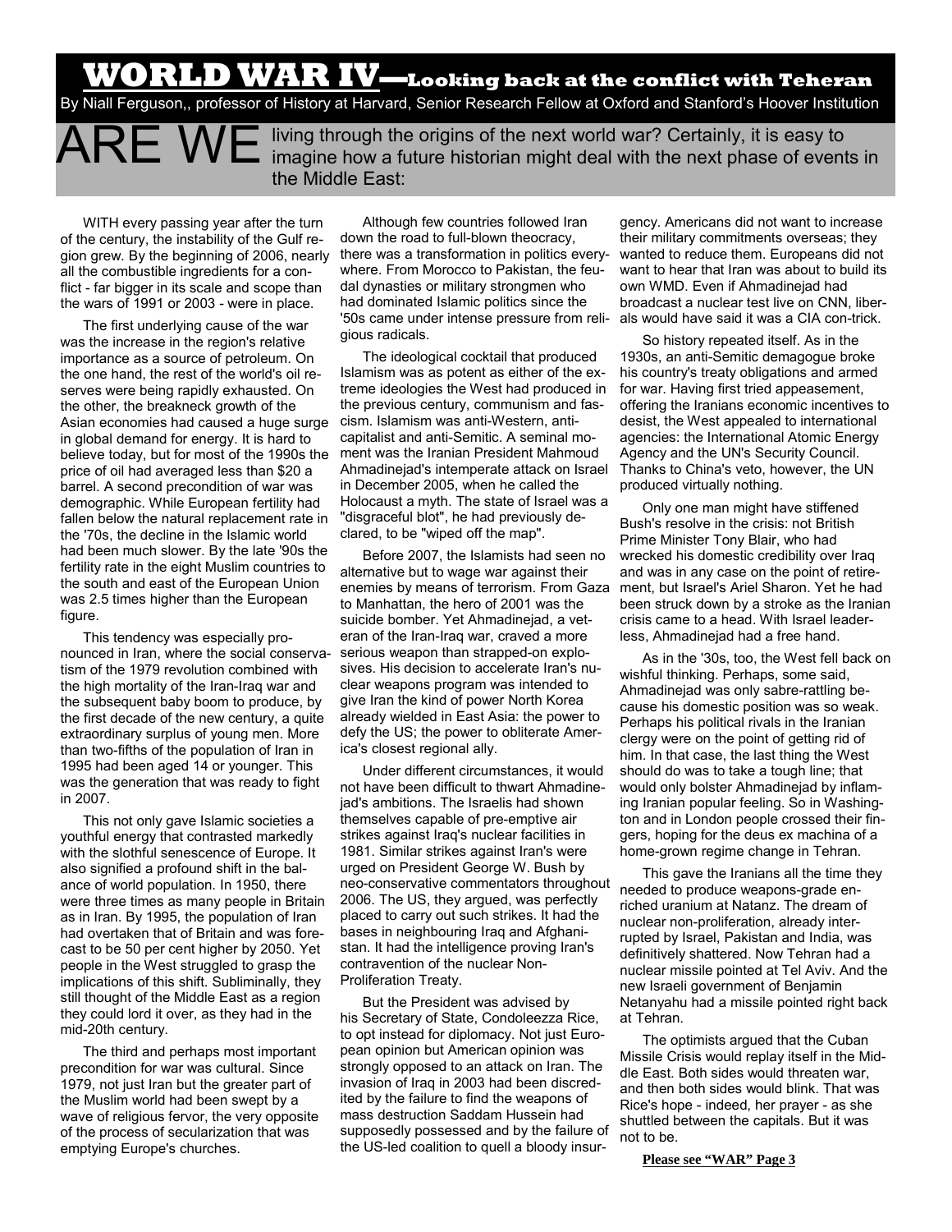# WORLD WAR IV—Looking back at the conflict with Teheran

By Niall Ferguson,, professor of History at Harvard, Senior Research Fellow at Oxford and Stanford's Hoover Institution

ARE WE living through the origins of the next world war? Certainly, it is easy to imagine how a future historian might deal with the next phase of events in the Middle East:

WITH every passing year after the turn of the century, the instability of the Gulf region grew. By the beginning of 2006, nearly all the combustible ingredients for a conflict - far bigger in its scale and scope than the wars of 1991 or 2003 - were in place.

The first underlying cause of the war was the increase in the region's relative importance as a source of petroleum. On the one hand, the rest of the world's oil reserves were being rapidly exhausted. On the other, the breakneck growth of the Asian economies had caused a huge surge in global demand for energy. It is hard to believe today, but for most of the 1990s the price of oil had averaged less than $20 a barrel. A second precondition of war was demographic. While European fertility had fallen below the natural replacement rate in the '70s, the decline in the Islamic world had been much slower. By the late '90s the fertility rate in the eight Muslim countries to the south and east of the European Union was 2.5 times higher than the European figure.

This tendency was especially pronounced in Iran, where the social conservatism of the 1979 revolution combined with the high mortality of the Iran-Iraq war and the subsequent baby boom to produce, by the first decade of the new century, a quite extraordinary surplus of young men. More than two-fifths of the population of Iran in 1995 had been aged 14 or younger. This was the generation that was ready to fight in 2007.

This not only gave Islamic societies a youthful energy that contrasted markedly with the slothful senescence of Europe. It also signified a profound shift in the balance of world population. In 1950, there were three times as many people in Britain as in Iran. By 1995, the population of Iran had overtaken that of Britain and was forecast to be 50 per cent higher by 2050. Yet people in the West struggled to grasp the implications of this shift. Subliminally, they still thought of the Middle East as a region they could lord it over, as they had in the mid-20th century.

The third and perhaps most important precondition for war was cultural. Since 1979, not just Iran but the greater part of the Muslim world had been swept by a wave of religious fervor, the very opposite of the process of secularization that was emptying Europe's churches.

Although few countries followed Iran down the road to full-blown theocracy, there was a transformation in politics everywhere. From Morocco to Pakistan, the feudal dynasties or military strongmen who had dominated Islamic politics since the '50s came under intense pressure from religious radicals.

The ideological cocktail that produced Islamism was as potent as either of the extreme ideologies the West had produced in the previous century, communism and fascism. Islamism was anti-Western, anti-capitalist and anti-Semitic. A seminal moment was the Iranian President Mahmoud Ahmadinejad's intemperate attack on Israel in December 2005, when he called the Holocaust a myth. The state of Israel was a "disgraceful blot", he had previously declared, to be "wiped off the map".

Before 2007, the Islamists had seen no alternative but to wage war against their enemies by means of terrorism. From Gaza to Manhattan, the hero of 2001 was the suicide bomber. Yet Ahmadinejad, a veteran of the Iran-Iraq war, craved a more serious weapon than strapped-on explosives. His decision to accelerate Iran's nuclear weapons program was intended to give Iran the kind of power North Korea already wielded in East Asia: the power to defy the US; the power to obliterate America's closest regional ally.

Under different circumstances, it would not have been difficult to thwart Ahmadinejad's ambitions. The Israelis had shown themselves capable of pre-emptive air strikes against Iraq's nuclear facilities in 1981. Similar strikes against Iran's were urged on President George W. Bush by neo-conservative commentators throughout 2006. The US, they argued, was perfectly placed to carry out such strikes. It had the bases in neighbouring Iraq and Afghanistan. It had the intelligence proving Iran's contravention of the nuclear Non-Proliferation Treaty.

But the President was advised by his Secretary of State, Condoleezza Rice, to opt instead for diplomacy. Not just European opinion but American opinion was strongly opposed to an attack on Iran. The invasion of Iraq in 2003 had been discredited by the failure to find the weapons of mass destruction Saddam Hussein had supposedly possessed and by the failure of the US-led coalition to quell a bloody insurgency. Americans did not want to increase their military commitments overseas; they wanted to reduce them. Europeans did not want to hear that Iran was about to build its own WMD. Even if Ahmadinejad had broadcast a nuclear test live on CNN, liberals would have said it was a CIA con-trick.

So history repeated itself. As in the 1930s, an anti-Semitic demagogue broke his country's treaty obligations and armed for war. Having first tried appeasement, offering the Iranians economic incentives to desist, the West appealed to international agencies: the International Atomic Energy Agency and the UN's Security Council. Thanks to China's veto, however, the UN produced virtually nothing.

Only one man might have stiffened Bush's resolve in the crisis: not British Prime Minister Tony Blair, who had wrecked his domestic credibility over Iraq and was in any case on the point of retirement, but Israel's Ariel Sharon. Yet he had been struck down by a stroke as the Iranian crisis came to a head. With Israel leaderless, Ahmadinejad had a free hand.

As in the '30s, too, the West fell back on wishful thinking. Perhaps, some said, Ahmadinejad was only sabre-rattling because his domestic position was so weak. Perhaps his political rivals in the Iranian clergy were on the point of getting rid of him. In that case, the last thing the West should do was to take a tough line; that would only bolster Ahmadinejad by inflaming Iranian popular feeling. So in Washington and in London people crossed their fingers, hoping for the deus ex machina of a home-grown regime change in Tehran.

This gave the Iranians all the time they needed to produce weapons-grade enriched uranium at Natanz. The dream of nuclear non-proliferation, already interrupted by Israel, Pakistan and India, was definitively shattered. Now Tehran had a nuclear missile pointed at Tel Aviv. And the new Israeli government of Benjamin Netanyahu had a missile pointed right back at Tehran.

The optimists argued that the Cuban Missile Crisis would replay itself in the Middle East. Both sides would threaten war, and then both sides would blink. That was Rice's hope - indeed, her prayer - as she shuttled between the capitals. But it was not to be.

**Please see "WAR" Page 3**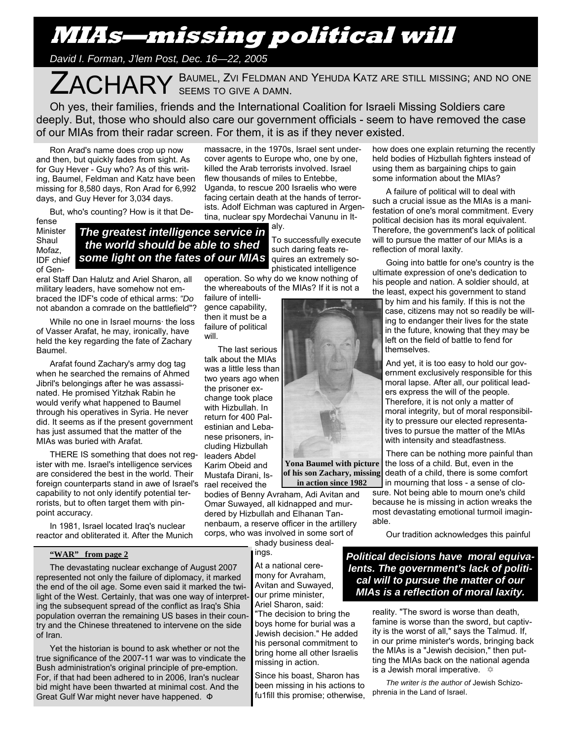# MIAs—missing political will

*David I. Forman, J'lem Post, Dec. 16—22, 2005*

ZACHARY BAUMEL, ZVI FELDMAN AND YEHUDA KATZ ARE STILL MISSING; AND NO ONE SEEMS TO GIVE A DAMN.

Oh yes, their families, friends and the International Coalition for Israeli Missing Soldiers care deeply. But, those who should also care our government officials - seem to have removed the case of our MIAs from their radar screen. For them, it is as if they never existed.

Ron Arad's name does crop up now and then, but quickly fades from sight. As for Guy Hever - Guy who? As of this writing, Baumel, Feldman and Katz have been missing for 8,580 days, Ron Arad for 6,992 days, and Guy Hever for 3,034 days.

But, who's counting? How is it that Defense Minister Shaul Mofaz, IDF chief of General Staff Dan Halutz and Ariel Sharon, all military leaders, have somehow not embraced the IDF's code of ethical arms: *"Do not abandon a comrade on the battlefield"*?

**_The greatest intelligence service in the world should be able to shed some light on the fates of our MIAs_**

While no one in Israel mourns· the loss of Yasser Arafat, he may, ironically, have held the key regarding the fate of Zachary Baumel.

Arafat found Zachary's army dog tag when he searched the remains of Ahmed Jibril's belongings after he was assassinated. He promised Yitzhak Rabin he would verify what happened to Baumel through his operatives in Syria. He never did. It seems as if the present government has just assumed that the matter of the MIAs was buried with Arafat.

THERE IS something that does not register with me. Israel's intelligence services are considered the best in the world. Their foreign counterparts stand in awe of Israel's capability to not only identify potential terrorists, but to often target them with pinpoint accuracy.

In 1981, Israel located Iraq's nuclear reactor and obliterated it. After the Munich massacre, in the 1970s, Israel sent undercover agents to Europe who, one by one, killed the Arab terrorists involved. Israel flew thousands of miles to Entebbe, Uganda, to rescue 200 Israelis who were facing certain death at the hands of terrorists. Adolf Eichman was captured in Argentina, nuclear spy Mordechai Vanunu in Italy.

To successfully execute such daring feats requires an extremely sophisticated intelligence operation. So why do we know nothing of the whereabouts of the MIAs? If it is not a failure of intelligence capability, then it must be a failure of political will.

The last serious talk about the MIAs was a little less than two years ago when the prisoner exchange took place with Hizbullah. In return for 400 Palestinian and Lebanese prisoners, including Hizbullah leaders Abdel Karim Obeid and Mustafa Dirani, Israel received the bodies of Benny Avraham, Adi Avitan and Omar Suwayed, all kidnapped and murdered by Hizbullah and Elhanan Tannenbaum, a reserve officer in the artillery corps, who was involved in some sort of shady business dealings.

**Yona Baumel with picture of his son Zachary, missing in action since 1982**

At a national ceremony for Avraham, Avitan and Suwayed, our prime minister, Ariel Sharon, said: "The decision to bring the boys home for burial was a Jewish decision." He added his personal commitment to bring home all other Israelis missing in action.

Since his boast, Sharon has been missing in his actions to fu1fill this promise; otherwise, how does one explain returning the recently held bodies of Hizbullah fighters instead of using them as bargaining chips to gain some information about the MIAs?

A failure of political will to deal with such a crucial issue as the MIAs is a manifestation of one's moral commitment. Every political decision has its moral equivalent. Therefore, the government's lack of political will to pursue the matter of our MIAs is a reflection of moral laxity.

Going into battle for one's country is the ultimate expression of one's dedication to his people and nation. A soldier should, at the least, expect his government to stand by him and his family. If this is not the case, citizens may not so readily be willing to endanger their lives for the state in the future, knowing that they may be left on the field of battle to fend for themselves.

And yet, it is too easy to hold our government exclusively responsible for this moral lapse. After all, our political leaders express the will of the people. Therefore, it is not only a matter of moral integrity, but of moral responsibility to pressure our elected representatives to pursue the matter of the MIAs with intensity and steadfastness.

There can be nothing more painful than the loss of a child. But, even in the death of a child, there is some comfort in mourning that loss - a sense of closure. Not being able to mourn one's child because he is missing in action wreaks the most devastating emotional turmoil imaginable.

Our tradition acknowledges this painful reality. "The sword is worse than death, famine is worse than the sword, but captivity is the worst of all," says the Talmud. If, in our prime minister's words, bringing back the MIAs is a "Jewish decision," then putting the MIAs back on the national agenda is a Jewish moral imperative. ✡

**_Political decisions have moral equivalents. The government's lack of political will to pursue the matter of our MIAs is a reflection of moral laxity._**

*The writer is the author of* Jewish Schizophrenia in the Land of Israel.

---

**"WAR" from page 2**

The devastating nuclear exchange of August 2007 represented not only the failure of diplomacy, it marked the end of the oil age. Some even said it marked the twilight of the West. Certainly, that was one way of interpreting the subsequent spread of the conflict as Iraq's Shia population overran the remaining US bases in their country and the Chinese threatened to intervene on the side of Iran.

Yet the historian is bound to ask whether or not the true significance of the 2007-11 war was to vindicate the Bush administration's original principle of pre-emption. For, if that had been adhered to in 2006, Iran's nuclear bid might have been thwarted at minimal cost. And the Great Gulf War might never have happened. Φ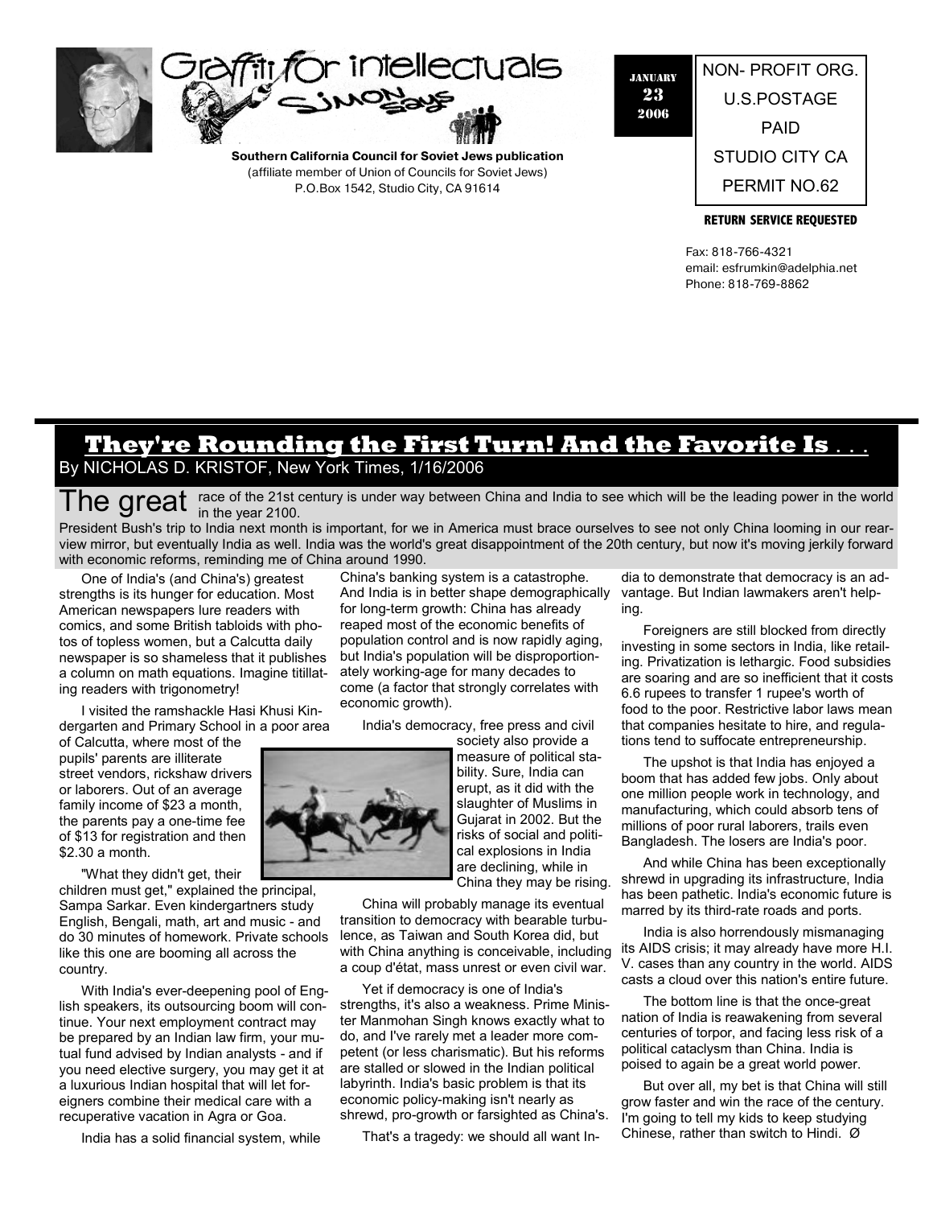# Graffiti for intellectuals

SIMON says

**Southern California Council for Soviet Jews publication**
(affiliate member of Union of Councils for Soviet Jews)
P.O.Box 1542, Studio City, CA 91614

JANUARY 23 2006

NON- PROFIT ORG.
U.S.POSTAGE
PAID
STUDIO CITY CA
PERMIT NO.62

**RETURN SERVICE REQUESTED**

Fax: 818-766-4321
email: esfrumkin@adelphia.net
Phone: 818-769-8862

## They're Rounding the First Turn! And the Favorite Is . . .

By NICHOLAS D. KRISTOF, New York Times, 1/16/2006

The great race of the 21st century is under way between China and India to see which will be the leading power in the world in the year 2100.

President Bush's trip to India next month is important, for we in America must brace ourselves to see not only China looming in our rear-view mirror, but eventually India as well. India was the world's great disappointment of the 20th century, but now it's moving jerkily forward with economic reforms, reminding me of China around 1990.

One of India's (and China's) greatest strengths is its hunger for education. Most American newspapers lure readers with comics, and some British tabloids with photos of topless women, but a Calcutta daily newspaper is so shameless that it publishes a column on math equations. Imagine titillating readers with trigonometry!

I visited the ramshackle Hasi Khusi Kindergarten and Primary School in a poor area of Calcutta, where most of the pupils' parents are illiterate street vendors, rickshaw drivers or laborers. Out of an average family income of $23 a month, the parents pay a one-time fee of $13 for registration and then $2.30 a month.

"What they didn't get, their children must get," explained the principal, Sampa Sarkar. Even kindergartners study English, Bengali, math, art and music - and do 30 minutes of homework. Private schools like this one are booming all across the country.

With India's ever-deepening pool of English speakers, its outsourcing boom will continue. Your next employment contract may be prepared by an Indian law firm, your mutual fund advised by Indian analysts - and if you need elective surgery, you may get it at a luxurious Indian hospital that will let foreigners combine their medical care with a recuperative vacation in Agra or Goa.

India has a solid financial system, while China's banking system is a catastrophe. And India is in better shape demographically for long-term growth: China has already reaped most of the economic benefits of population control and is now rapidly aging, but India's population will be disproportionately working-age for many decades to come (a factor that strongly correlates with economic growth).

India's democracy, free press and civil society also provide a measure of political stability. Sure, India can erupt, as it did with the slaughter of Muslims in Gujarat in 2002. But the risks of social and political explosions in India are declining, while in China they may be rising.

China will probably manage its eventual transition to democracy with bearable turbulence, as Taiwan and South Korea did, but with China anything is conceivable, including a coup d'état, mass unrest or even civil war.

Yet if democracy is one of India's strengths, it's also a weakness. Prime Minister Manmohan Singh knows exactly what to do, and I've rarely met a leader more competent (or less charismatic). But his reforms are stalled or slowed in the Indian political labyrinth. India's basic problem is that its economic policy-making isn't nearly as shrewd, pro-growth or farsighted as China's.

That's a tragedy: we should all want India to demonstrate that democracy is an advantage. But Indian lawmakers aren't helping.

Foreigners are still blocked from directly investing in some sectors in India, like retailing. Privatization is lethargic. Food subsidies are soaring and are so inefficient that it costs 6.6 rupees to transfer 1 rupee's worth of food to the poor. Restrictive labor laws mean that companies hesitate to hire, and regulations tend to suffocate entrepreneurship.

The upshot is that India has enjoyed a boom that has added few jobs. Only about one million people work in technology, and manufacturing, which could absorb tens of millions of poor rural laborers, trails even Bangladesh. The losers are India's poor.

And while China has been exceptionally shrewd in upgrading its infrastructure, India has been pathetic. India's economic future is marred by its third-rate roads and ports.

India is also horrendously mismanaging its AIDS crisis; it may already have more H.I.V. cases than any country in the world. AIDS casts a cloud over this nation's entire future.

The bottom line is that the once-great nation of India is reawakening from several centuries of torpor, and facing less risk of a political cataclysm than China. India is poised to again be a great world power.

But over all, my bet is that China will still grow faster and win the race of the century. I'm going to tell my kids to keep studying Chinese, rather than switch to Hindi. Ø